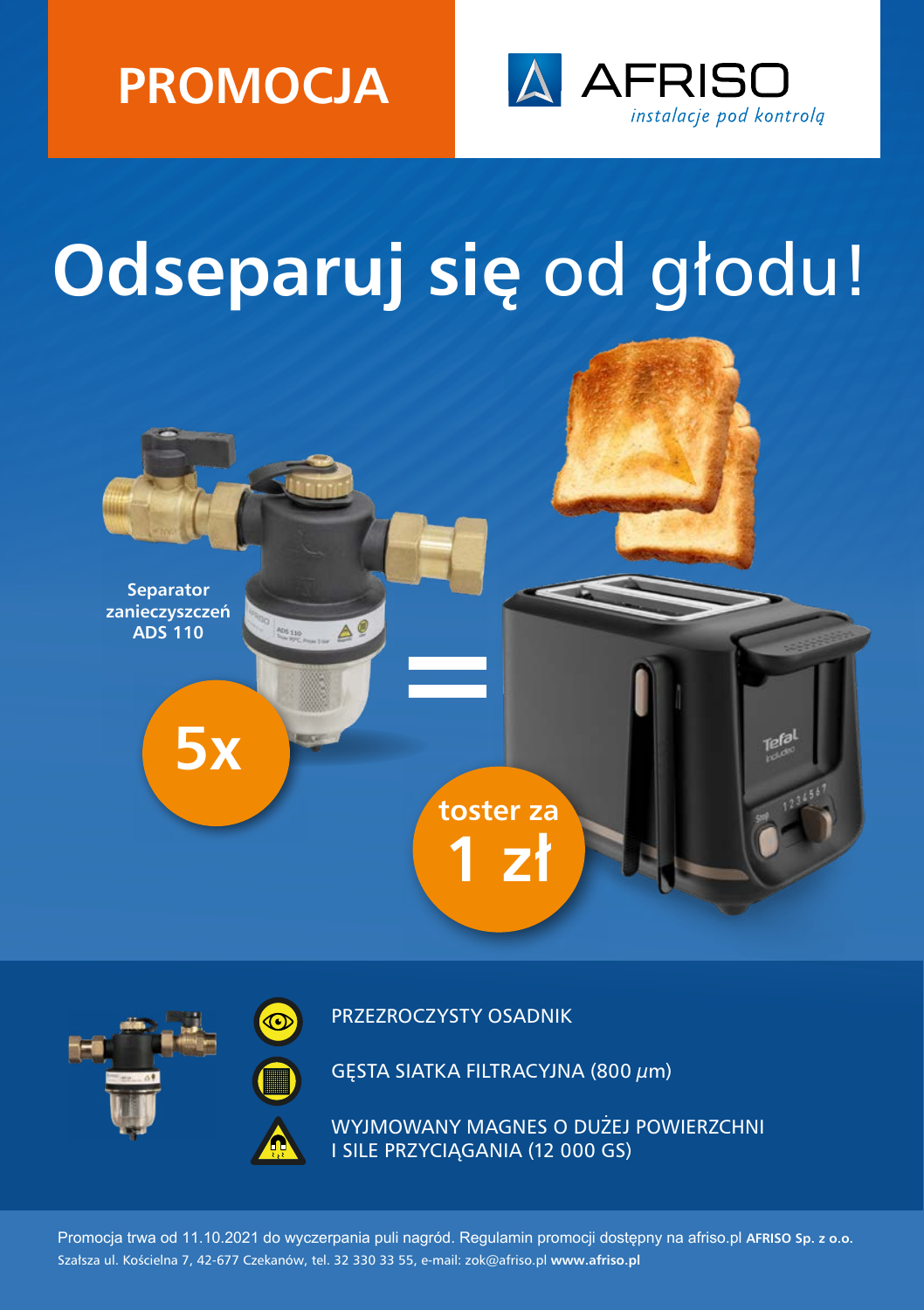# PROMOCJA

**AFRISO**
*instalacje pod kontrolą*

# Odseparuj się od głodu!

**Separator zanieczyszczeń ADS 110**

**5x** = **toster za 1 zł**

- PRZEZROCZYSTY OSADNIK
- GĘSTA SIATKA FILTRACYJNA (800 µm)
- WYJMOWANY MAGNES O DUŻEJ POWIERZCHNI I SILE PRZYCIĄGANIA (12 000 GS)

Promocja trwa od 11.10.2021 do wyczerpania puli nagród. Regulamin promocji dostępny na afriso.pl **AFRISO Sp. z o.o.** Szałsza ul. Kościelna 7, 42-677 Czekanów, tel. 32 330 33 55, e-mail: zok@afriso.pl **www.afriso.pl**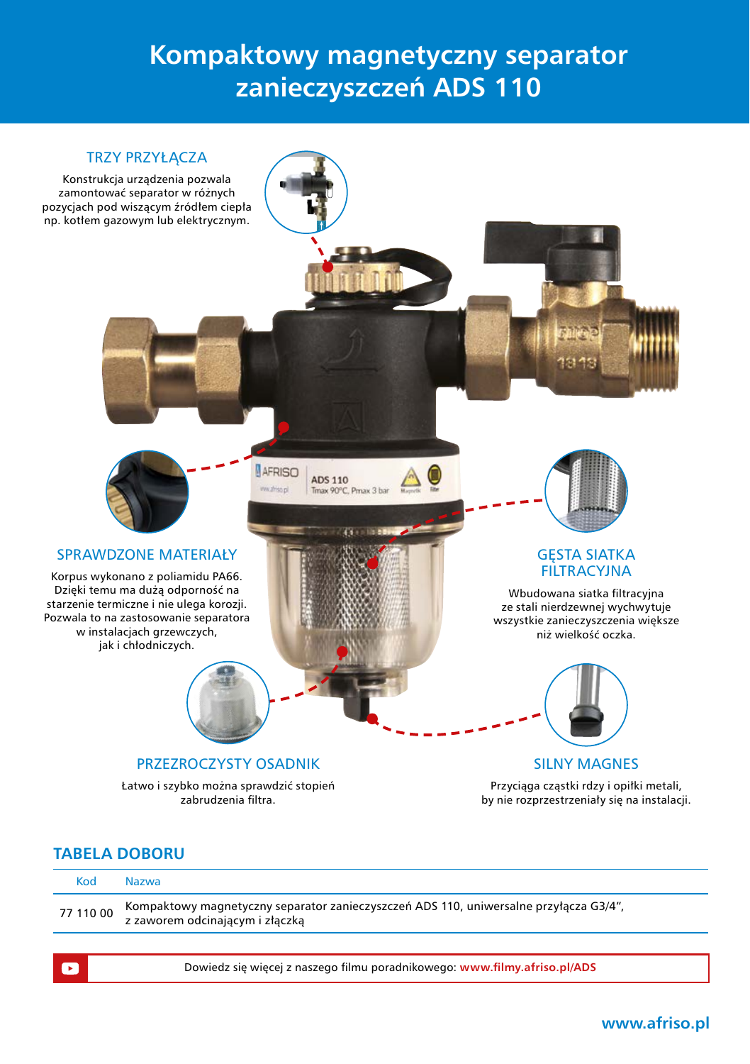# Kompaktowy magnetyczny separator zanieczyszczeń ADS 110

### TRZY PRZYŁĄCZA

Konstrukcja urządzenia pozwala zamontować separator w różnych pozycjach pod wiszącym źródłem ciepła np. kotłem gazowym lub elektrycznym.

### SPRAWDZONE MATERIAŁY

Korpus wykonano z poliamidu PA66. Dzięki temu ma dużą odporność na starzenie termiczne i nie ulega korozji. Pozwala to na zastosowanie separatora w instalacjach grzewczych, jak i chłodniczych.

### GĘSTA SIATKA FILTRACYJNA

Wbudowana siatka filtracyjna ze stali nierdzewnej wychwytuje wszystkie zanieczyszczenia większe niż wielkość oczka.

### PRZEZROCZYSTY OSADNIK

Łatwo i szybko można sprawdzić stopień zabrudzenia filtra.

### SILNY MAGNES

Przyciąga cząstki rdzy i opiłki metali, by nie rozprzestrzeniały się na instalacji.

## TABELA DOBORU

| Kod | Nazwa |
|---|---|
| 77 110 00 | Kompaktowy magnetyczny separator zanieczyszczeń ADS 110, uniwersalne przyłącza G3/4", z zaworem odcinającym i złączką |

Dowiedz się więcej z naszego filmu poradnikowego: **www.filmy.afriso.pl/ADS**

**www.afriso.pl**